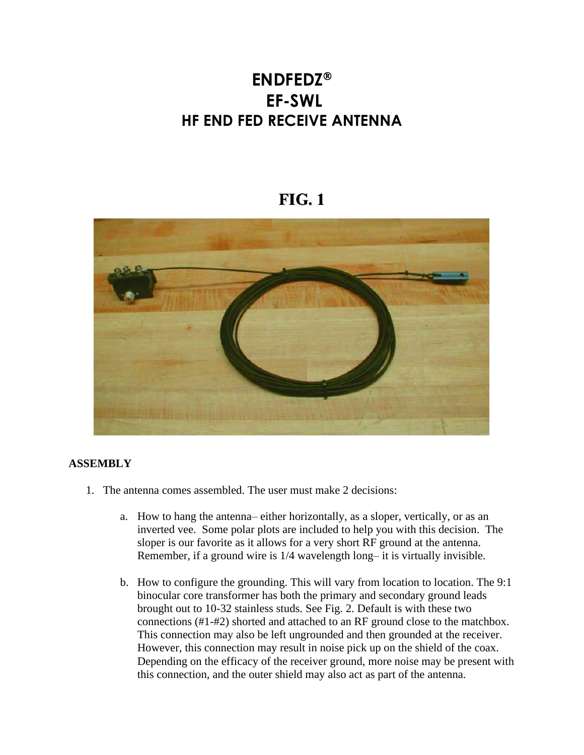# ENDFEDZ®
# EF-SWL
# HF END FED RECEIVE ANTENNA

## FIG. 1

**ASSEMBLY**

1. The antenna comes assembled. The user must make 2 decisions:

   a. How to hang the antenna– either horizontally, as a sloper, vertically, or as an inverted vee. Some polar plots are included to help you with this decision. The sloper is our favorite as it allows for a very short RF ground at the antenna. Remember, if a ground wire is 1/4 wavelength long– it is virtually invisible.

   b. How to configure the grounding. This will vary from location to location. The 9:1 binocular core transformer has both the primary and secondary ground leads brought out to 10-32 stainless studs. See Fig. 2. Default is with these two connections (#1-#2) shorted and attached to an RF ground close to the matchbox. This connection may also be left ungrounded and then grounded at the receiver. However, this connection may result in noise pick up on the shield of the coax. Depending on the efficacy of the receiver ground, more noise may be present with this connection, and the outer shield may also act as part of the antenna.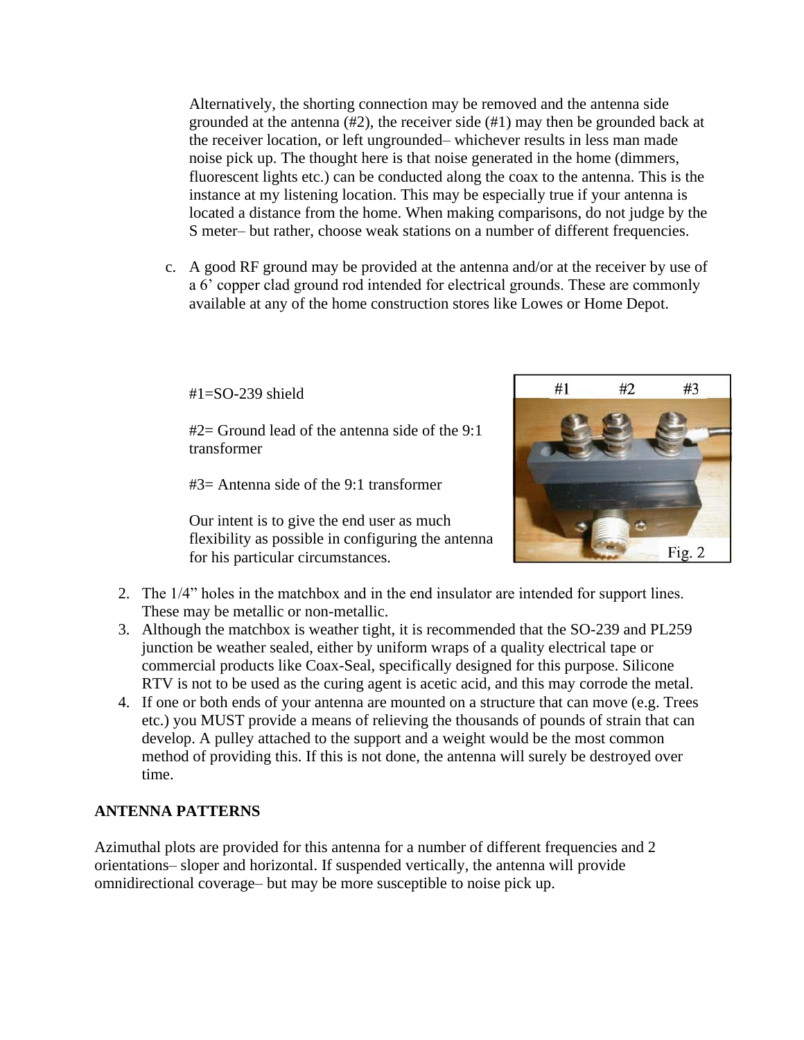Alternatively, the shorting connection may be removed and the antenna side grounded at the antenna (#2), the receiver side (#1) may then be grounded back at the receiver location, or left ungrounded– whichever results in less man made noise pick up. The thought here is that noise generated in the home (dimmers, fluorescent lights etc.) can be conducted along the coax to the antenna. This is the instance at my listening location. This may be especially true if your antenna is located a distance from the home. When making comparisons, do not judge by the S meter– but rather, choose weak stations on a number of different frequencies.

c. A good RF ground may be provided at the antenna and/or at the receiver by use of a 6' copper clad ground rod intended for electrical grounds. These are commonly available at any of the home construction stores like Lowes or Home Depot.

#1=SO-239 shield

#2= Ground lead of the antenna side of the 9:1 transformer

#3= Antenna side of the 9:1 transformer

Our intent is to give the end user as much flexibility as possible in configuring the antenna for his particular circumstances.

Fig. 2

2. The 1/4" holes in the matchbox and in the end insulator are intended for support lines. These may be metallic or non-metallic.
3. Although the matchbox is weather tight, it is recommended that the SO-239 and PL259 junction be weather sealed, either by uniform wraps of a quality electrical tape or commercial products like Coax-Seal, specifically designed for this purpose. Silicone RTV is not to be used as the curing agent is acetic acid, and this may corrode the metal.
4. If one or both ends of your antenna are mounted on a structure that can move (e.g. Trees etc.) you MUST provide a means of relieving the thousands of pounds of strain that can develop. A pulley attached to the support and a weight would be the most common method of providing this. If this is not done, the antenna will surely be destroyed over time.

**ANTENNA PATTERNS**

Azimuthal plots are provided for this antenna for a number of different frequencies and 2 orientations– sloper and horizontal. If suspended vertically, the antenna will provide omnidirectional coverage– but may be more susceptible to noise pick up.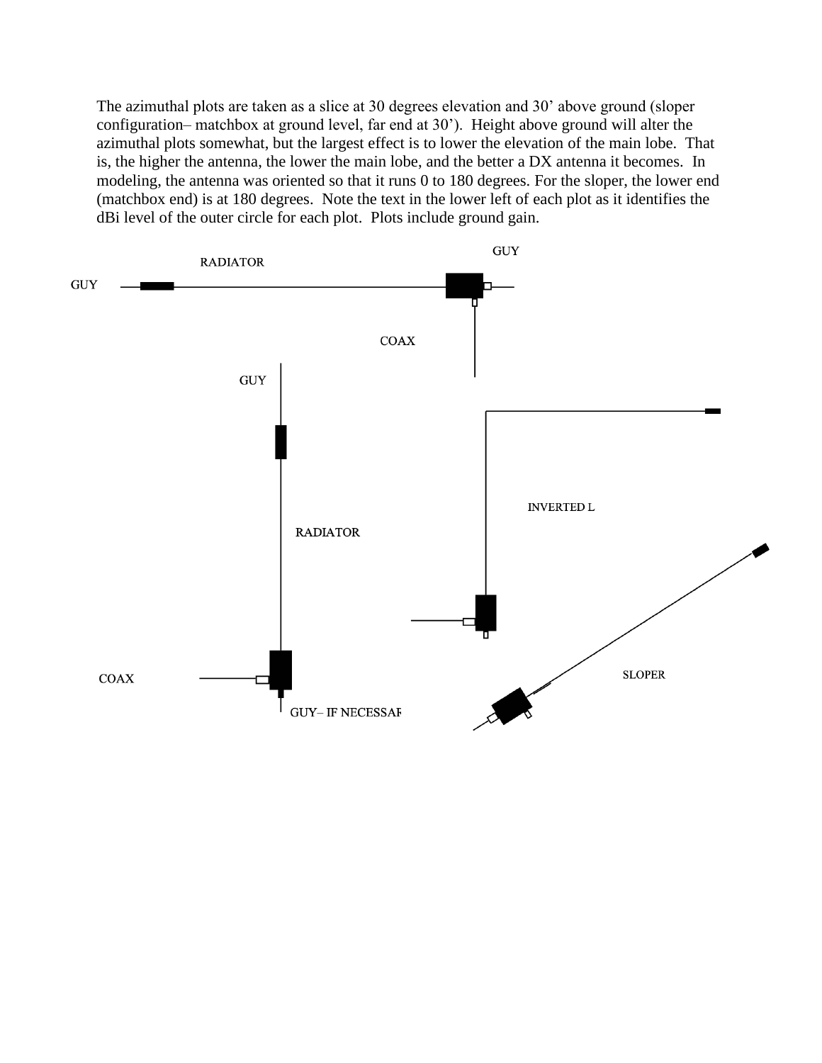The azimuthal plots are taken as a slice at 30 degrees elevation and 30’ above ground (sloper configuration– matchbox at ground level, far end at 30’). Height above ground will alter the azimuthal plots somewhat, but the largest effect is to lower the elevation of the main lobe. That is, the higher the antenna, the lower the main lobe, and the better a DX antenna it becomes. In modeling, the antenna was oriented so that it runs 0 to 180 degrees. For the sloper, the lower end (matchbox end) is at 180 degrees. Note the text in the lower left of each plot as it identifies the dBi level of the outer circle for each plot. Plots include ground gain.

GUY

RADIATOR

GUY

COAX

GUY

INVERTED L

RADIATOR

SLOPER

COAX

GUY– IF NECESSAR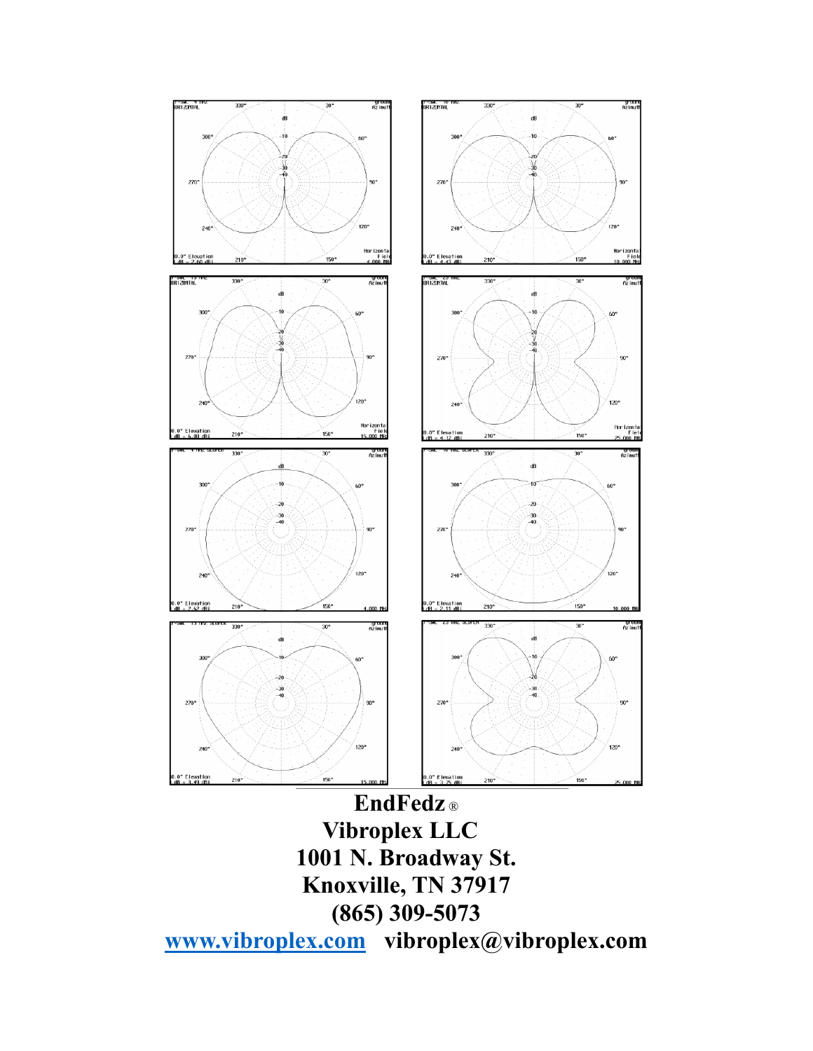T-SWL 4 MHz
HORIZONTAL
ground
Azimuth
dB
-10
-20
-30
-40
330°
30°
300°
60°
270°
90°
240°
120°
210°
150°
0.0° Elevation
1 dB = 2.60 dBi
Horizontal Field
4.000 MHz

T-SWL 10 MHz
HORIZONTAL
ground
Azimuth
dB
-10
-20
-30
-40
330°
30°
300°
60°
270°
90°
240°
120°
210°
150°
0.0° Elevation
1 dB = 4.43 dBi
Horizontal Field
10.000 MHz

T-SWL 15 MHz
HORIZONTAL
ground
Azimuth
dB
-10
-20
-30
-40
330°
30°
300°
60°
270°
90°
240°
120°
210°
150°
0.0° Elevation
1 dB = 6.80 dBi
Horizontal Field
15.000 MHz

T-SWL 25 MHz
HORIZONTAL
ground
Azimuth
dB
-10
-20
-30
-40
330°
30°
300°
60°
270°
90°
240°
120°
210°
150°
0.0° Elevation
1 dB = 4.12 dBi
Horizontal Field
25.000 MHz

T-SWL 4 MHz SLOPER
ground
Azimuth
dB
-10
-20
-30
-40
330°
30°
300°
60°
270°
90°
240°
120°
210°
150°
0.0° Elevation
1 dB = 2.62 dBi
4.000 MHz

T-SWL 10 MHz SLOPER
ground
Azimuth
dB
-10
-20
-30
-40
330°
30°
300°
60°
270°
90°
240°
120°
210°
150°
0.0° Elevation
1 dB = 2.11 dBi
10.000 MHz

T-SWL 15 MHz SLOPER
ground
Azimuth
dB
-10
-20
-30
-40
330°
30°
300°
60°
270°
90°
240°
120°
210°
150°
0.0° Elevation
1 dB = 3.49 dBi
15.000 MHz

T-SWL 25 MHz SLOPER
ground
Azimuth
dB
-10
-20
-30
-40
330°
30°
300°
60°
270°
90°
240°
120°
210°
150°
0.0° Elevation
1 dB = 3.75 dBi
25.000 MHz

**EndFedz®**

**Vibroplex LLC**

**1001 N. Broadway St.**

**Knoxville, TN 37917**

**(865) 309-5073**

**www.vibroplex.com   vibroplex@vibroplex.com**